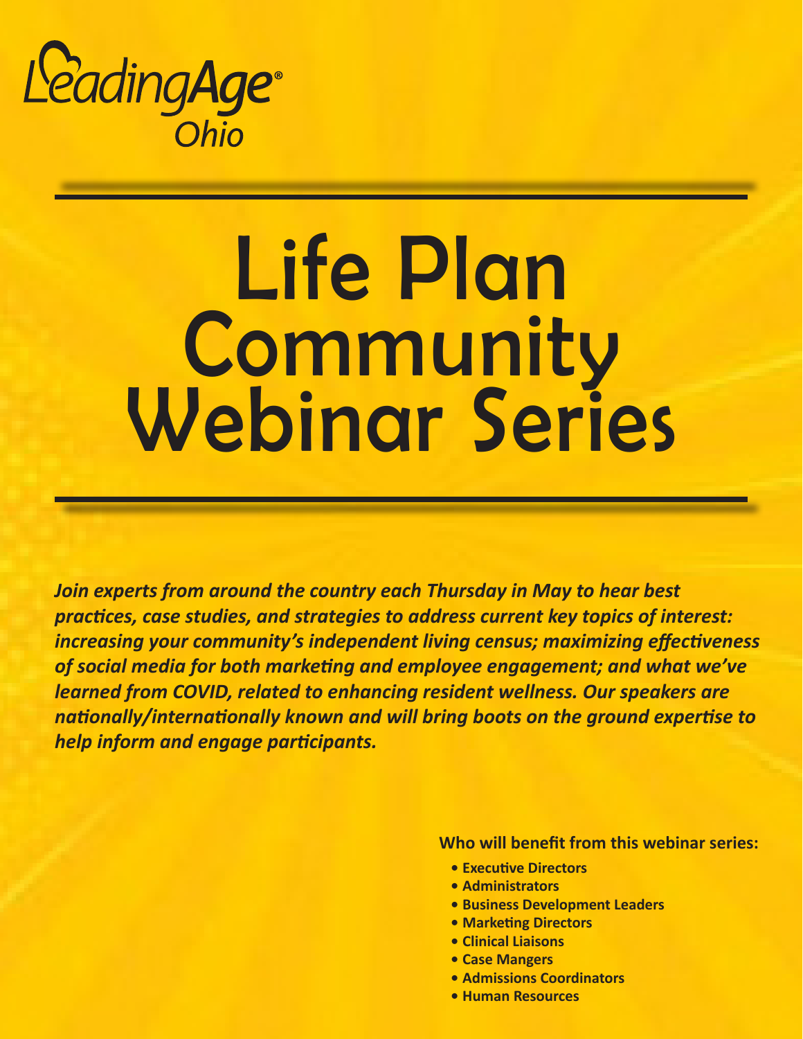LeadingAge® Ohio

# Life Plan Community Webinar Series

***Join experts from around the country each Thursday in May to hear best practices, case studies, and strategies to address current key topics of interest: increasing your community's independent living census; maximizing effectiveness of social media for both marketing and employee engagement; and what we've learned from COVID, related to enhancing resident wellness. Our speakers are nationally/internationally known and will bring boots on the ground expertise to help inform and engage participants.***

**Who will benefit from this webinar series:**

- **Executive Directors**
- **Administrators**
- **Business Development Leaders**
- **Marketing Directors**
- **Clinical Liaisons**
- **Case Mangers**
- **Admissions Coordinators**
- **Human Resources**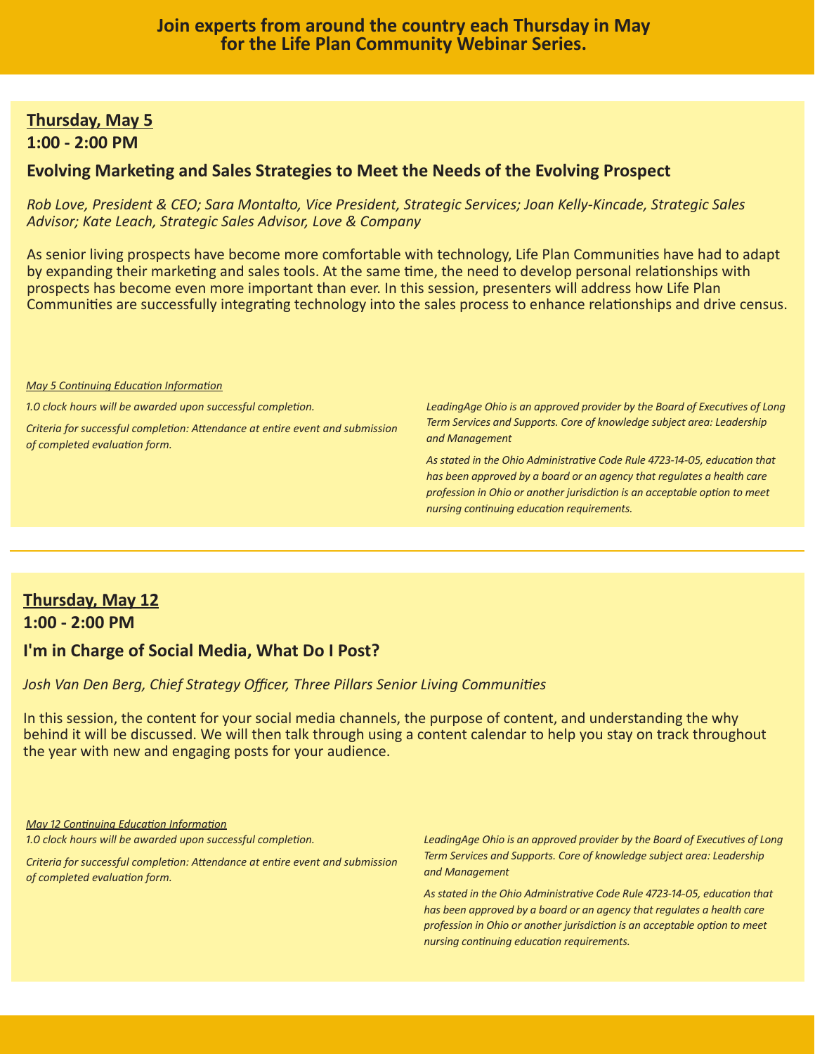**Join experts from around the country each Thursday in May for the Life Plan Community Webinar Series.**

## Thursday, May 5

### 1:00 - 2:00 PM

### Evolving Marketing and Sales Strategies to Meet the Needs of the Evolving Prospect

*Rob Love, President & CEO; Sara Montalto, Vice President, Strategic Services; Joan Kelly-Kincade, Strategic Sales Advisor; Kate Leach, Strategic Sales Advisor, Love & Company*

As senior living prospects have become more comfortable with technology, Life Plan Communities have had to adapt by expanding their marketing and sales tools. At the same time, the need to develop personal relationships with prospects has become even more important than ever. In this session, presenters will address how Life Plan Communities are successfully integrating technology into the sales process to enhance relationships and drive census.

*May 5 Continuing Education Information*

*1.0 clock hours will be awarded upon successful completion.*

*Criteria for successful completion: Attendance at entire event and submission of completed evaluation form.*

*LeadingAge Ohio is an approved provider by the Board of Executives of Long Term Services and Supports. Core of knowledge subject area: Leadership and Management*

*As stated in the Ohio Administrative Code Rule 4723-14-05, education that has been approved by a board or an agency that regulates a health care profession in Ohio or another jurisdiction is an acceptable option to meet nursing continuing education requirements.*

---

## Thursday, May 12

### 1:00 - 2:00 PM

### I'm in Charge of Social Media, What Do I Post?

*Josh Van Den Berg, Chief Strategy Officer, Three Pillars Senior Living Communities*

In this session, the content for your social media channels, the purpose of content, and understanding the why behind it will be discussed. We will then talk through using a content calendar to help you stay on track throughout the year with new and engaging posts for your audience.

*May 12 Continuing Education Information*

*1.0 clock hours will be awarded upon successful completion.*

*Criteria for successful completion: Attendance at entire event and submission of completed evaluation form.*

*LeadingAge Ohio is an approved provider by the Board of Executives of Long Term Services and Supports. Core of knowledge subject area: Leadership and Management*

*As stated in the Ohio Administrative Code Rule 4723-14-05, education that has been approved by a board or an agency that regulates a health care profession in Ohio or another jurisdiction is an acceptable option to meet nursing continuing education requirements.*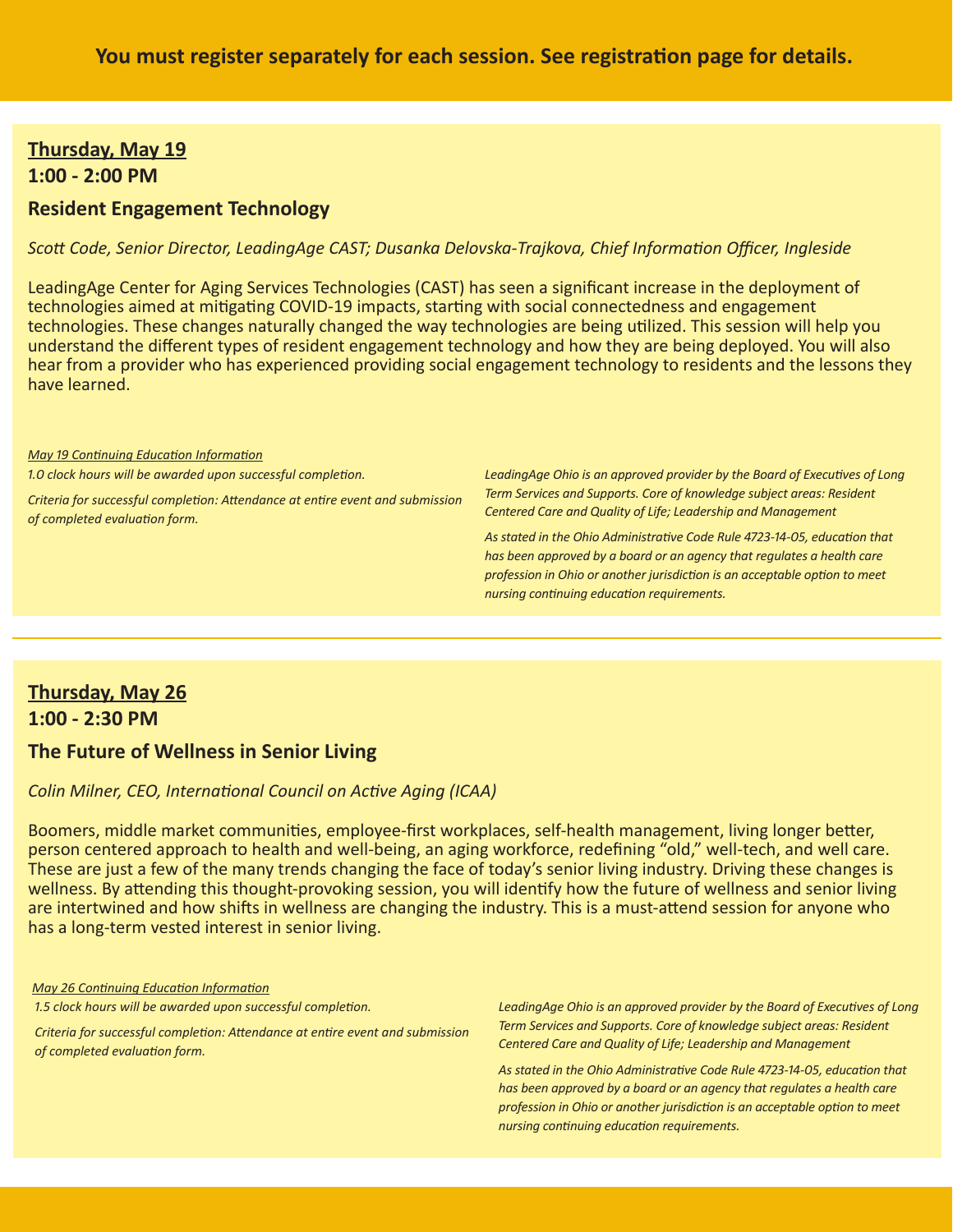**You must register separately for each session. See registration page for details.**

**Thursday, May 19**

**1:00 - 2:00 PM**

### Resident Engagement Technology

*Scott Code, Senior Director, LeadingAge CAST; Dusanka Delovska-Trajkova, Chief Information Officer, Ingleside*

LeadingAge Center for Aging Services Technologies (CAST) has seen a significant increase in the deployment of technologies aimed at mitigating COVID-19 impacts, starting with social connectedness and engagement technologies. These changes naturally changed the way technologies are being utilized. This session will help you understand the different types of resident engagement technology and how they are being deployed. You will also hear from a provider who has experienced providing social engagement technology to residents and the lessons they have learned.

*May 19 Continuing Education Information*

*1.0 clock hours will be awarded upon successful completion.*

*Criteria for successful completion: Attendance at entire event and submission of completed evaluation form.*

*LeadingAge Ohio is an approved provider by the Board of Executives of Long Term Services and Supports. Core of knowledge subject areas: Resident Centered Care and Quality of Life; Leadership and Management*

*As stated in the Ohio Administrative Code Rule 4723-14-05, education that has been approved by a board or an agency that regulates a health care profession in Ohio or another jurisdiction is an acceptable option to meet nursing continuing education requirements.*

---

**Thursday, May 26**

**1:00 - 2:30 PM**

### The Future of Wellness in Senior Living

*Colin Milner, CEO, International Council on Active Aging (ICAA)*

Boomers, middle market communities, employee-first workplaces, self-health management, living longer better, person centered approach to health and well-being, an aging workforce, redefining "old," well-tech, and well care. These are just a few of the many trends changing the face of today's senior living industry. Driving these changes is wellness. By attending this thought-provoking session, you will identify how the future of wellness and senior living are intertwined and how shifts in wellness are changing the industry. This is a must-attend session for anyone who has a long-term vested interest in senior living.

*May 26 Continuing Education Information*

*1.5 clock hours will be awarded upon successful completion.*

*Criteria for successful completion: Attendance at entire event and submission of completed evaluation form.*

*LeadingAge Ohio is an approved provider by the Board of Executives of Long Term Services and Supports. Core of knowledge subject areas: Resident Centered Care and Quality of Life; Leadership and Management*

*As stated in the Ohio Administrative Code Rule 4723-14-05, education that has been approved by a board or an agency that regulates a health care profession in Ohio or another jurisdiction is an acceptable option to meet nursing continuing education requirements.*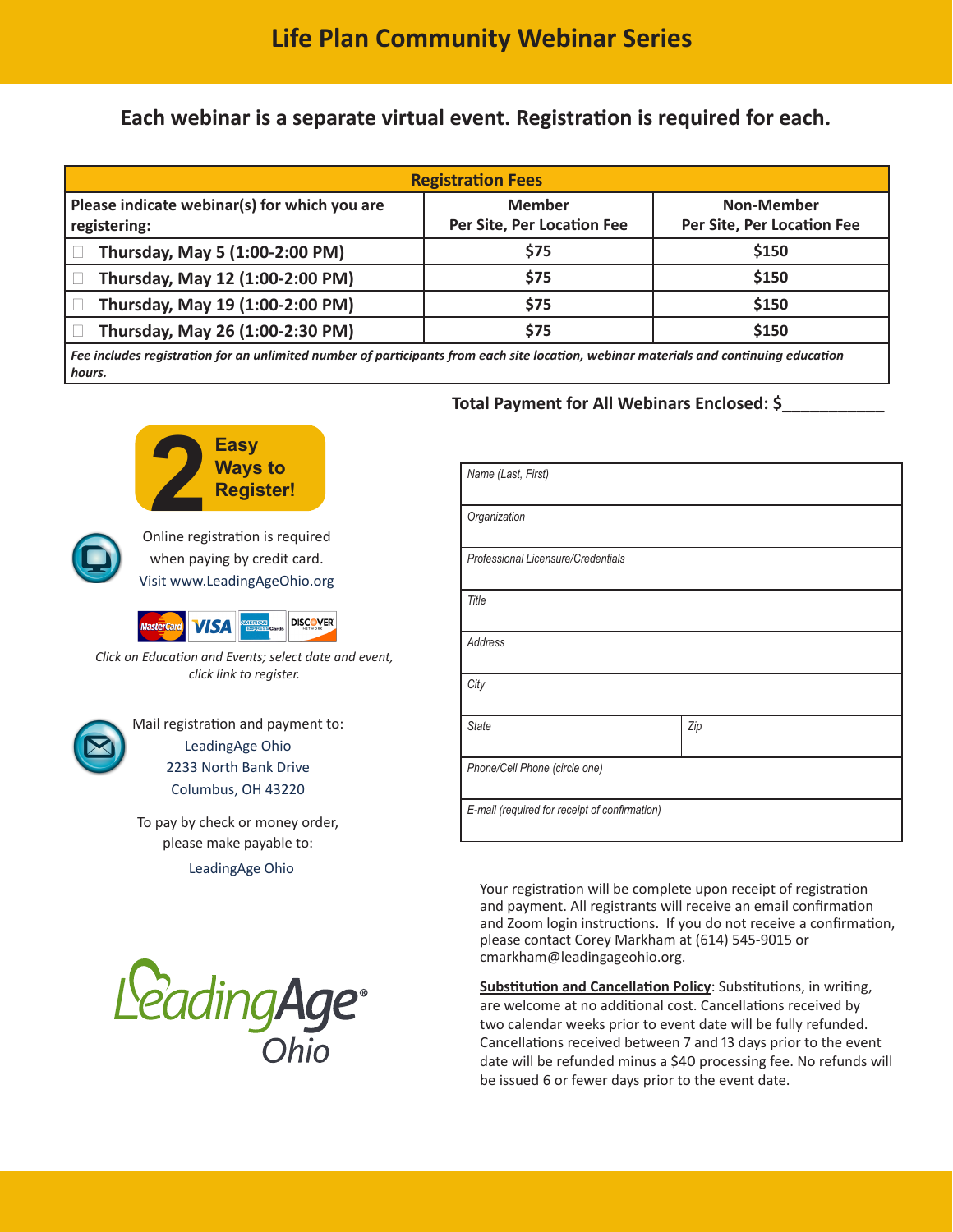# Life Plan Community Webinar Series

## Each webinar is a separate virtual event. Registration is required for each.

| Registration Fees | | |
|---|---|---|
| **Please indicate webinar(s) for which you are registering:** | **Member Per Site, Per Location Fee** | **Non-Member Per Site, Per Location Fee** |
| ☐ **Thursday, May 5 (1:00-2:00 PM)** | **$75** | **$150** |
| ☐ **Thursday, May 12 (1:00-2:00 PM)** | **$75** | **$150** |
| ☐ **Thursday, May 19 (1:00-2:00 PM)** | **$75** | **$150** |
| ☐ **Thursday, May 26 (1:00-2:30 PM)** | **$75** | **$150** |
| ***Fee includes registration for an unlimited number of participants from each site location, webinar materials and continuing education hours.*** | | |

**Total Payment for All Webinars Enclosed: $__________**

**2 Easy Ways to Register!**

Online registration is required when paying by credit card.
Visit www.LeadingAgeOhio.org

MasterCard VISA American Express Discover

*Click on Education and Events; select date and event, click link to register.*

Mail registration and payment to:
LeadingAge Ohio
2233 North Bank Drive
Columbus, OH 43220

To pay by check or money order, please make payable to:
LeadingAge Ohio

LeadingAge Ohio

| | |
|---|---|
| *Name (Last, First)* | |
| *Organization* | |
| *Professional Licensure/Credentials* | |
| *Title* | |
| *Address* | |
| *City* | |
| *State* | *Zip* |
| *Phone/Cell Phone (circle one)* | |
| *E-mail (required for receipt of confirmation)* | |

Your registration will be complete upon receipt of registration and payment. All registrants will receive an email confirmation and Zoom login instructions. If you do not receive a confirmation, please contact Corey Markham at (614) 545-9015 or cmarkham@leadingageohio.org.

**Substitution and Cancellation Policy**: Substitutions, in writing, are welcome at no additional cost. Cancellations received by two calendar weeks prior to event date will be fully refunded. Cancellations received between 7 and 13 days prior to the event date will be refunded minus a $40 processing fee. No refunds will be issued 6 or fewer days prior to the event date.